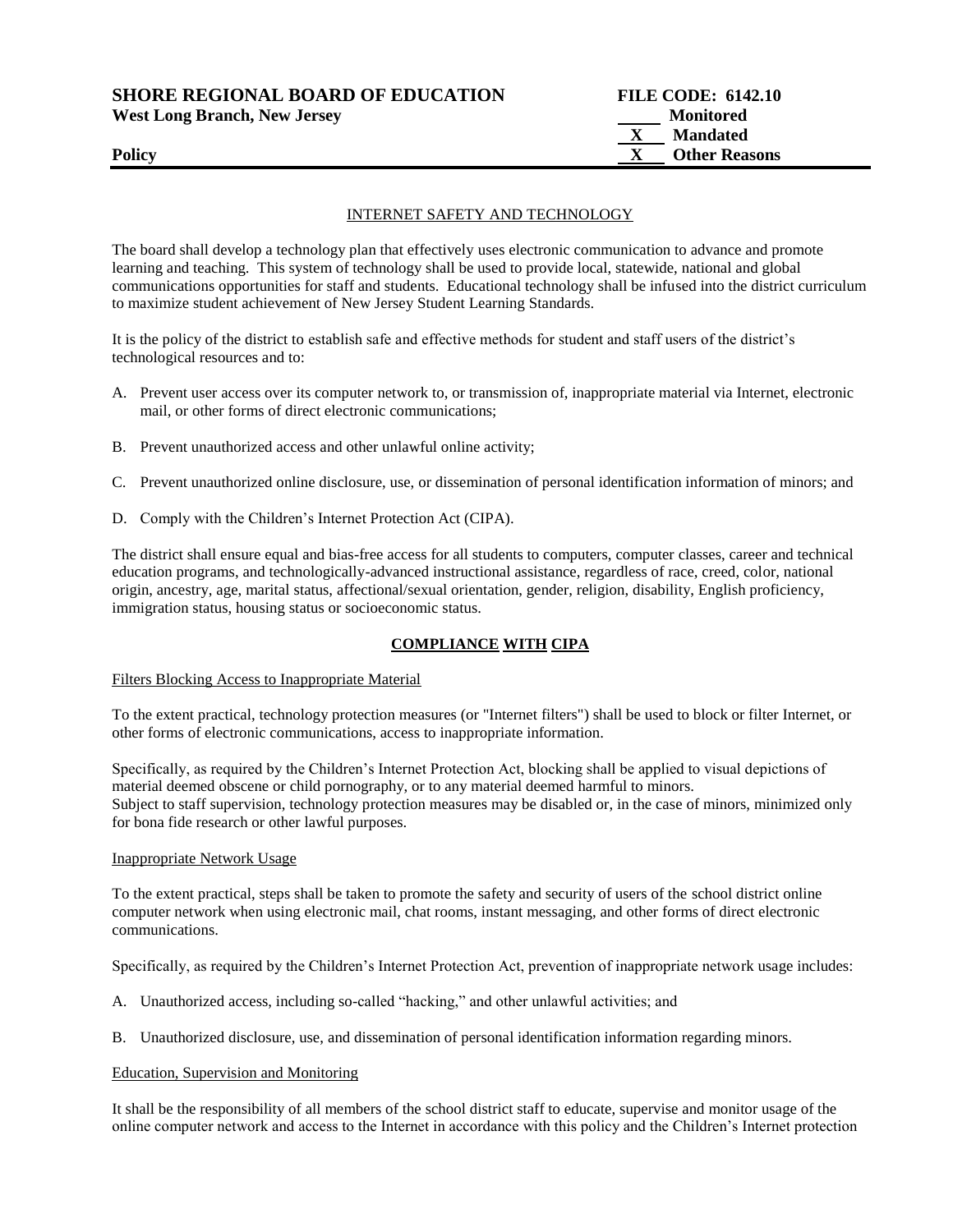**SHORE REGIONAL BOARD OF EDUCATION**
**West Long Branch, New Jersey**

**FILE CODE: 6142.10**
_____ **Monitored**
__X__ **Mandated**
__X__ **Other Reasons**

**Policy**

INTERNET SAFETY AND TECHNOLOGY

The board shall develop a technology plan that effectively uses electronic communication to advance and promote learning and teaching. This system of technology shall be used to provide local, statewide, national and global communications opportunities for staff and students. Educational technology shall be infused into the district curriculum to maximize student achievement of New Jersey Student Learning Standards.

It is the policy of the district to establish safe and effective methods for student and staff users of the district's technological resources and to:

A. Prevent user access over its computer network to, or transmission of, inappropriate material via Internet, electronic mail, or other forms of direct electronic communications;

B. Prevent unauthorized access and other unlawful online activity;

C. Prevent unauthorized online disclosure, use, or dissemination of personal identification information of minors; and

D. Comply with the Children's Internet Protection Act (CIPA).

The district shall ensure equal and bias-free access for all students to computers, computer classes, career and technical education programs, and technologically-advanced instructional assistance, regardless of race, creed, color, national origin, ancestry, age, marital status, affectional/sexual orientation, gender, religion, disability, English proficiency, immigration status, housing status or socioeconomic status.

**COMPLIANCE WITH CIPA**

Filters Blocking Access to Inappropriate Material

To the extent practical, technology protection measures (or "Internet filters") shall be used to block or filter Internet, or other forms of electronic communications, access to inappropriate information.

Specifically, as required by the Children's Internet Protection Act, blocking shall be applied to visual depictions of material deemed obscene or child pornography, or to any material deemed harmful to minors.
Subject to staff supervision, technology protection measures may be disabled or, in the case of minors, minimized only for bona fide research or other lawful purposes.

Inappropriate Network Usage

To the extent practical, steps shall be taken to promote the safety and security of users of the school district online computer network when using electronic mail, chat rooms, instant messaging, and other forms of direct electronic communications.

Specifically, as required by the Children's Internet Protection Act, prevention of inappropriate network usage includes:

A. Unauthorized access, including so-called "hacking," and other unlawful activities; and

B. Unauthorized disclosure, use, and dissemination of personal identification information regarding minors.

Education, Supervision and Monitoring

It shall be the responsibility of all members of the school district staff to educate, supervise and monitor usage of the online computer network and access to the Internet in accordance with this policy and the Children's Internet protection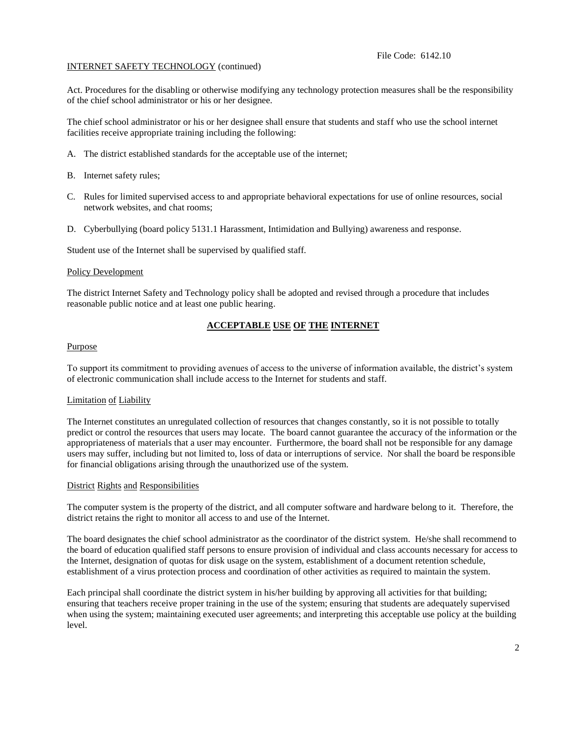Act. Procedures for the disabling or otherwise modifying any technology protection measures shall be the responsibility of the chief school administrator or his or her designee.

The chief school administrator or his or her designee shall ensure that students and staff who use the school internet facilities receive appropriate training including the following:

A. The district established standards for the acceptable use of the internet;

B. Internet safety rules;

C. Rules for limited supervised access to and appropriate behavioral expectations for use of online resources, social network websites, and chat rooms;

D. Cyberbullying (board policy 5131.1 Harassment, Intimidation and Bullying) awareness and response.

Student use of the Internet shall be supervised by qualified staff.

### Policy Development

The district Internet Safety and Technology policy shall be adopted and revised through a procedure that includes reasonable public notice and at least one public hearing.

## ACCEPTABLE USE OF THE INTERNET

### Purpose

To support its commitment to providing avenues of access to the universe of information available, the district's system of electronic communication shall include access to the Internet for students and staff.

### Limitation of Liability

The Internet constitutes an unregulated collection of resources that changes constantly, so it is not possible to totally predict or control the resources that users may locate. The board cannot guarantee the accuracy of the information or the appropriateness of materials that a user may encounter. Furthermore, the board shall not be responsible for any damage users may suffer, including but not limited to, loss of data or interruptions of service. Nor shall the board be responsible for financial obligations arising through the unauthorized use of the system.

### District Rights and Responsibilities

The computer system is the property of the district, and all computer software and hardware belong to it. Therefore, the district retains the right to monitor all access to and use of the Internet.

The board designates the chief school administrator as the coordinator of the district system. He/she shall recommend to the board of education qualified staff persons to ensure provision of individual and class accounts necessary for access to the Internet, designation of quotas for disk usage on the system, establishment of a document retention schedule, establishment of a virus protection process and coordination of other activities as required to maintain the system.

Each principal shall coordinate the district system in his/her building by approving all activities for that building; ensuring that teachers receive proper training in the use of the system; ensuring that students are adequately supervised when using the system; maintaining executed user agreements; and interpreting this acceptable use policy at the building level.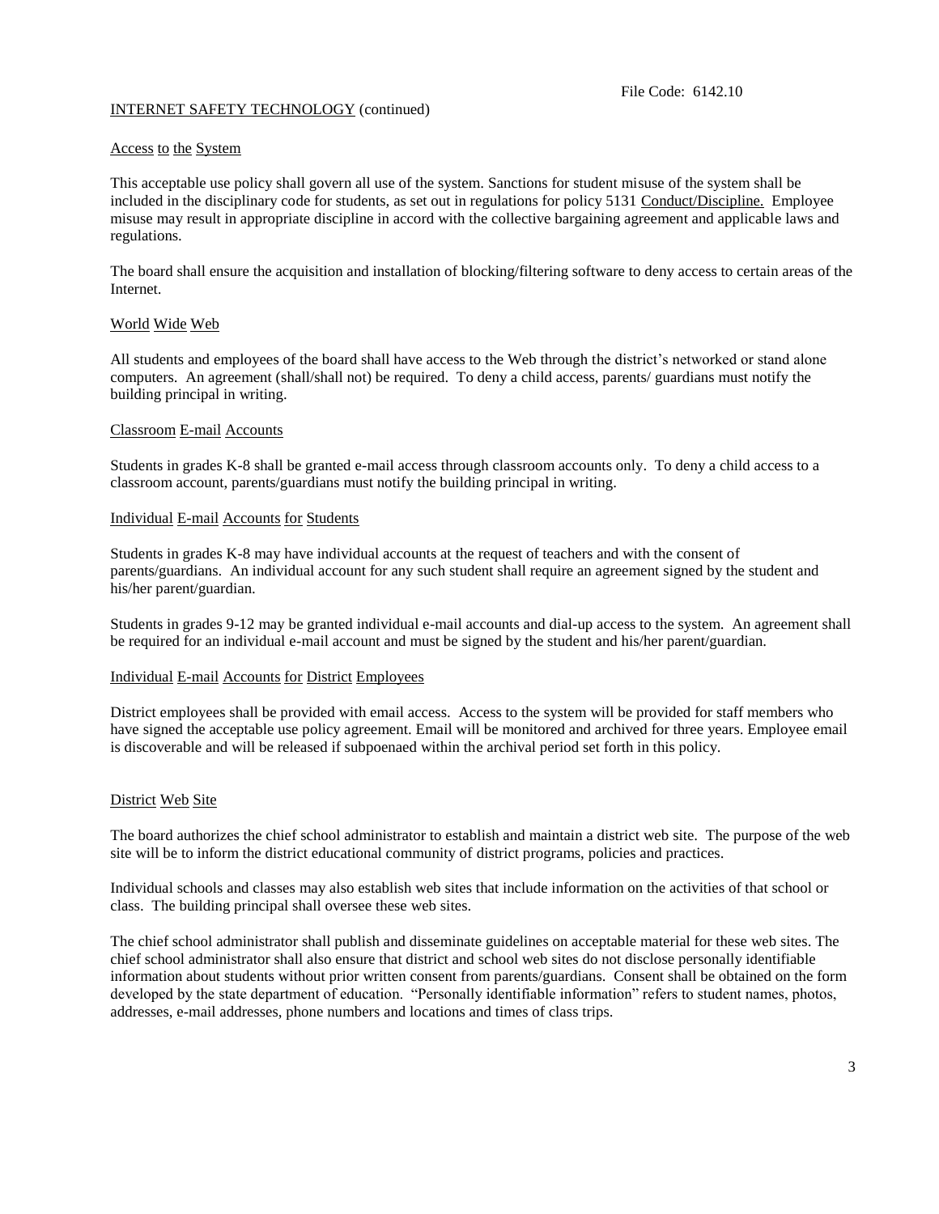INTERNET SAFETY TECHNOLOGY (continued)

### Access to the System

This acceptable use policy shall govern all use of the system. Sanctions for student misuse of the system shall be included in the disciplinary code for students, as set out in regulations for policy 5131 Conduct/Discipline. Employee misuse may result in appropriate discipline in accord with the collective bargaining agreement and applicable laws and regulations.

The board shall ensure the acquisition and installation of blocking/filtering software to deny access to certain areas of the Internet.

### World Wide Web

All students and employees of the board shall have access to the Web through the district's networked or stand alone computers. An agreement (shall/shall not) be required. To deny a child access, parents/ guardians must notify the building principal in writing.

### Classroom E-mail Accounts

Students in grades K-8 shall be granted e-mail access through classroom accounts only. To deny a child access to a classroom account, parents/guardians must notify the building principal in writing.

### Individual E-mail Accounts for Students

Students in grades K-8 may have individual accounts at the request of teachers and with the consent of parents/guardians. An individual account for any such student shall require an agreement signed by the student and his/her parent/guardian.

Students in grades 9-12 may be granted individual e-mail accounts and dial-up access to the system. An agreement shall be required for an individual e-mail account and must be signed by the student and his/her parent/guardian.

### Individual E-mail Accounts for District Employees

District employees shall be provided with email access. Access to the system will be provided for staff members who have signed the acceptable use policy agreement. Email will be monitored and archived for three years. Employee email is discoverable and will be released if subpoenaed within the archival period set forth in this policy.

### District Web Site

The board authorizes the chief school administrator to establish and maintain a district web site. The purpose of the web site will be to inform the district educational community of district programs, policies and practices.

Individual schools and classes may also establish web sites that include information on the activities of that school or class. The building principal shall oversee these web sites.

The chief school administrator shall publish and disseminate guidelines on acceptable material for these web sites. The chief school administrator shall also ensure that district and school web sites do not disclose personally identifiable information about students without prior written consent from parents/guardians. Consent shall be obtained on the form developed by the state department of education. "Personally identifiable information" refers to student names, photos, addresses, e-mail addresses, phone numbers and locations and times of class trips.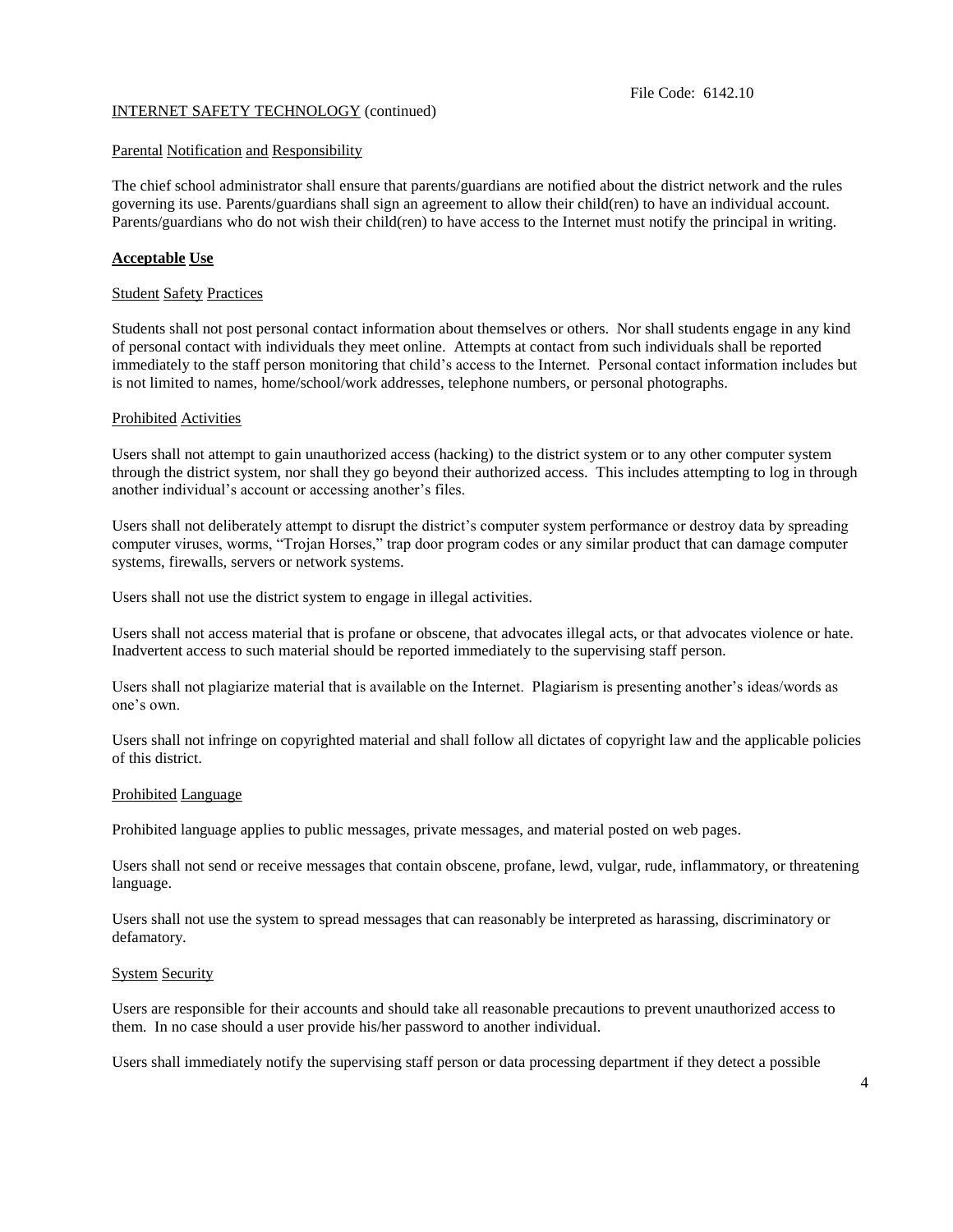INTERNET SAFETY TECHNOLOGY (continued)

Parental Notification and Responsibility

The chief school administrator shall ensure that parents/guardians are notified about the district network and the rules governing its use. Parents/guardians shall sign an agreement to allow their child(ren) to have an individual account. Parents/guardians who do not wish their child(ren) to have access to the Internet must notify the principal in writing.

## Acceptable Use

### Student Safety Practices

Students shall not post personal contact information about themselves or others. Nor shall students engage in any kind of personal contact with individuals they meet online. Attempts at contact from such individuals shall be reported immediately to the staff person monitoring that child's access to the Internet. Personal contact information includes but is not limited to names, home/school/work addresses, telephone numbers, or personal photographs.

### Prohibited Activities

Users shall not attempt to gain unauthorized access (hacking) to the district system or to any other computer system through the district system, nor shall they go beyond their authorized access. This includes attempting to log in through another individual's account or accessing another's files.

Users shall not deliberately attempt to disrupt the district's computer system performance or destroy data by spreading computer viruses, worms, "Trojan Horses," trap door program codes or any similar product that can damage computer systems, firewalls, servers or network systems.

Users shall not use the district system to engage in illegal activities.

Users shall not access material that is profane or obscene, that advocates illegal acts, or that advocates violence or hate. Inadvertent access to such material should be reported immediately to the supervising staff person.

Users shall not plagiarize material that is available on the Internet. Plagiarism is presenting another's ideas/words as one's own.

Users shall not infringe on copyrighted material and shall follow all dictates of copyright law and the applicable policies of this district.

### Prohibited Language

Prohibited language applies to public messages, private messages, and material posted on web pages.

Users shall not send or receive messages that contain obscene, profane, lewd, vulgar, rude, inflammatory, or threatening language.

Users shall not use the system to spread messages that can reasonably be interpreted as harassing, discriminatory or defamatory.

### System Security

Users are responsible for their accounts and should take all reasonable precautions to prevent unauthorized access to them. In no case should a user provide his/her password to another individual.

Users shall immediately notify the supervising staff person or data processing department if they detect a possible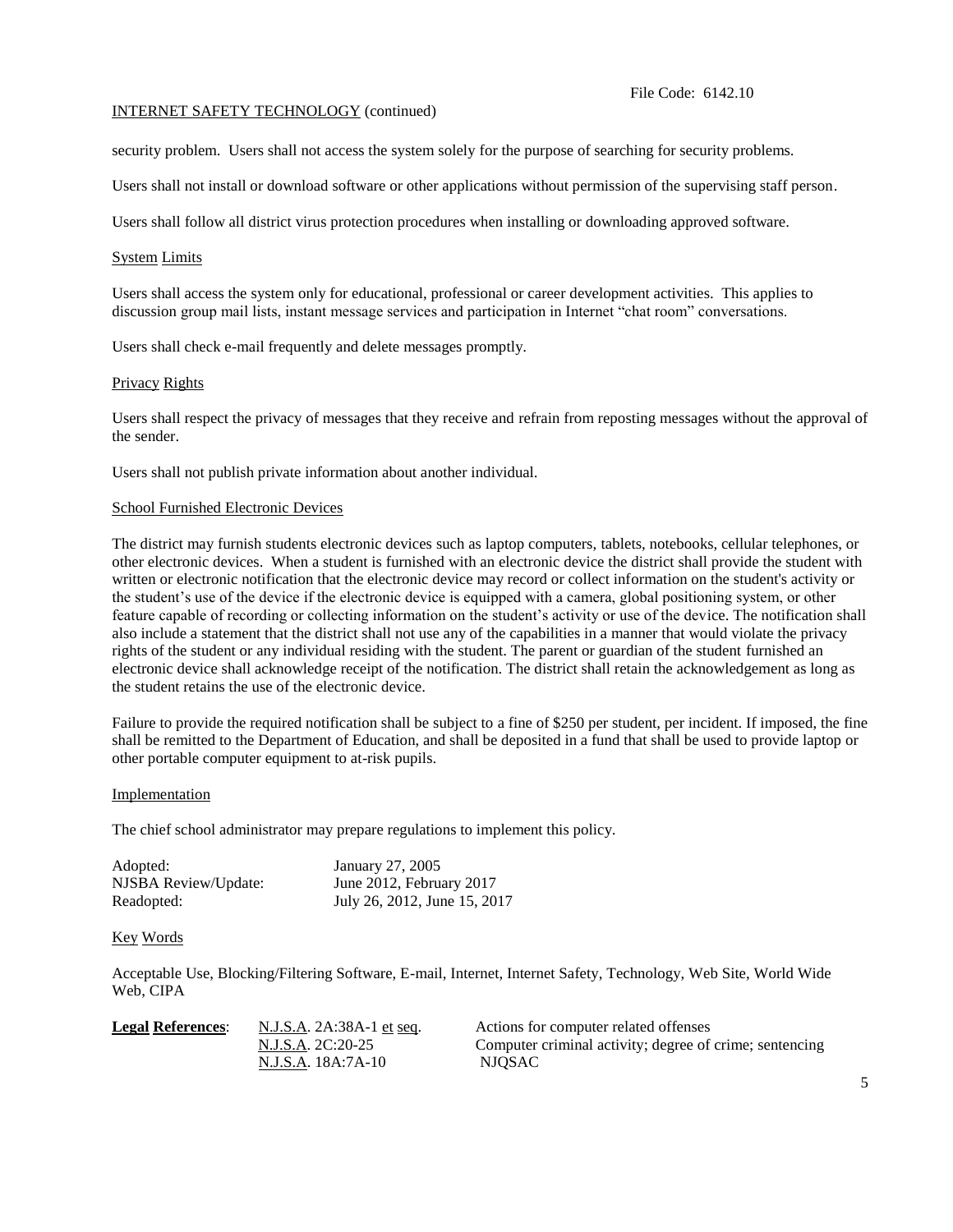security problem. Users shall not access the system solely for the purpose of searching for security problems.

Users shall not install or download software or other applications without permission of the supervising staff person.

Users shall follow all district virus protection procedures when installing or downloading approved software.

System Limits

Users shall access the system only for educational, professional or career development activities. This applies to discussion group mail lists, instant message services and participation in Internet "chat room" conversations.

Users shall check e-mail frequently and delete messages promptly.

Privacy Rights

Users shall respect the privacy of messages that they receive and refrain from reposting messages without the approval of the sender.

Users shall not publish private information about another individual.

School Furnished Electronic Devices

The district may furnish students electronic devices such as laptop computers, tablets, notebooks, cellular telephones, or other electronic devices. When a student is furnished with an electronic device the district shall provide the student with written or electronic notification that the electronic device may record or collect information on the student's activity or the student's use of the device if the electronic device is equipped with a camera, global positioning system, or other feature capable of recording or collecting information on the student's activity or use of the device. The notification shall also include a statement that the district shall not use any of the capabilities in a manner that would violate the privacy rights of the student or any individual residing with the student. The parent or guardian of the student furnished an electronic device shall acknowledge receipt of the notification. The district shall retain the acknowledgement as long as the student retains the use of the electronic device.

Failure to provide the required notification shall be subject to a fine of $250 per student, per incident. If imposed, the fine shall be remitted to the Department of Education, and shall be deposited in a fund that shall be used to provide laptop or other portable computer equipment to at-risk pupils.

Implementation

The chief school administrator may prepare regulations to implement this policy.

| | |
|---|---|
| Adopted: | January 27, 2005 |
| NJSBA Review/Update: | June 2012, February 2017 |
| Readopted: | July 26, 2012, June 15, 2017 |

Key Words

Acceptable Use, Blocking/Filtering Software, E-mail, Internet, Internet Safety, Technology, Web Site, World Wide Web, CIPA

| **Legal References**: | N.J.S.A. 2A:38A-1 et seq. | Actions for computer related offenses |
|---|---|---|
| | N.J.S.A. 2C:20-25 | Computer criminal activity; degree of crime; sentencing |
| | N.J.S.A. 18A:7A-10 | NJQSAC |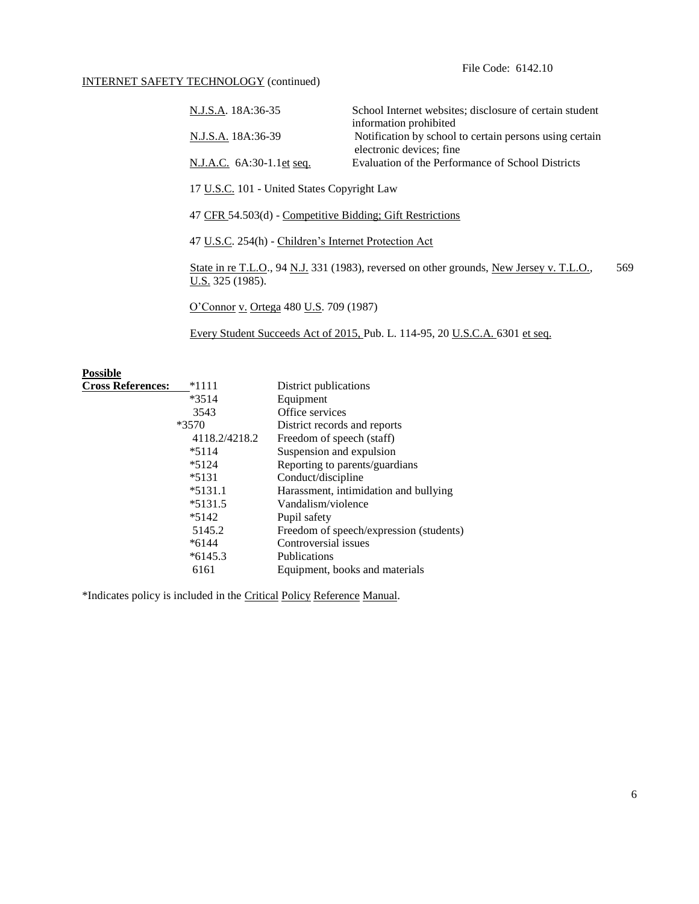INTERNET SAFETY TECHNOLOGY (continued)

| | |
|---|---|
| N.J.S.A. 18A:36-35 | School Internet websites; disclosure of certain student information prohibited |
| N.J.S.A. 18A:36-39 | Notification by school to certain persons using certain electronic devices; fine |
| N.J.A.C. 6A:30-1.1et seq. | Evaluation of the Performance of School Districts |

17 U.S.C. 101 - United States Copyright Law

47 CFR 54.503(d) - Competitive Bidding; Gift Restrictions

47 U.S.C. 254(h) - Children's Internet Protection Act

State in re T.L.O., 94 N.J. 331 (1983), reversed on other grounds, New Jersey v. T.L.O., 569 U.S. 325 (1985).

O'Connor v. Ortega 480 U.S. 709 (1987)

Every Student Succeeds Act of 2015, Pub. L. 114-95, 20 U.S.C.A. 6301 et seq.

**Possible Cross References:**

| | |
|---|---|
| *1111 | District publications |
| *3514 | Equipment |
| 3543 | Office services |
| *3570 | District records and reports |
| 4118.2/4218.2 | Freedom of speech (staff) |
| *5114 | Suspension and expulsion |
| *5124 | Reporting to parents/guardians |
| *5131 | Conduct/discipline |
| *5131.1 | Harassment, intimidation and bullying |
| *5131.5 | Vandalism/violence |
| *5142 | Pupil safety |
| 5145.2 | Freedom of speech/expression (students) |
| *6144 | Controversial issues |
| *6145.3 | Publications |
| 6161 | Equipment, books and materials |

*Indicates policy is included in the Critical Policy Reference Manual.